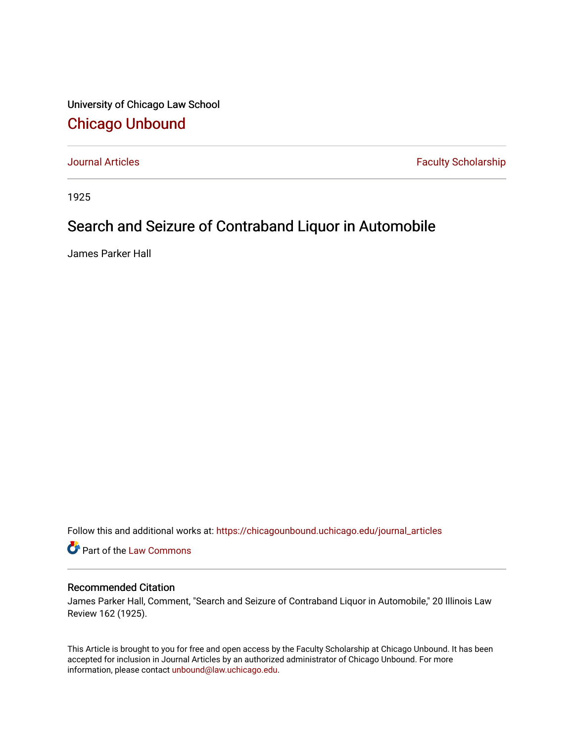University of Chicago Law School

## Chicago Unbound

Journal Articles

Faculty Scholarship

1925

# Search and Seizure of Contraband Liquor in Automobile

James Parker Hall

Follow this and additional works at: https://chicagounbound.uchicago.edu/journal_articles

Part of the Law Commons

### Recommended Citation

James Parker Hall, Comment, "Search and Seizure of Contraband Liquor in Automobile," 20 Illinois Law Review 162 (1925).

This Article is brought to you for free and open access by the Faculty Scholarship at Chicago Unbound. It has been accepted for inclusion in Journal Articles by an authorized administrator of Chicago Unbound. For more information, please contact unbound@law.uchicago.edu.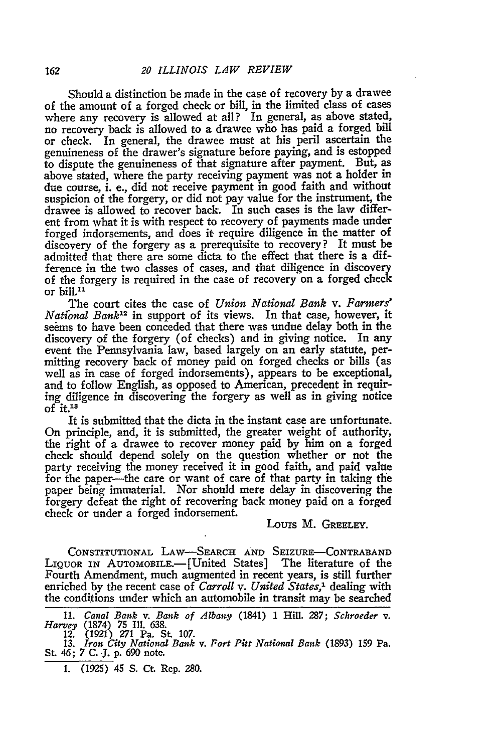Should a distinction be made in the case of recovery by a drawee of the amount of a forged check or bill, in the limited class of cases where any recovery is allowed at all? In general, as above stated, no recovery back is allowed to a drawee who has paid a forged bill or check. In general, the drawee must at his peril ascertain the genuineness of the drawer's signature before paying, and is estopped to dispute the genuineness of that signature after payment. But, as above stated, where the party receiving payment was not a holder in due course, i. e., did not receive payment in good faith and without suspicion of the forgery, or did not pay value for the instrument, the drawee is allowed to recover back. In such cases is the law different from what it is with respect to recovery of payments made under forged indorsements, and does it require diligence in the matter of discovery of the forgery as a prerequisite to recovery? It must be admitted that there are some dicta to the effect that there is a difference in the two classes of cases, and that diligence in discovery of the forgery is required in the case of recovery on a forged check or bill.[11]

The court cites the case of *Union National Bank* v. *Farmers' National Bank*[12] in support of its views. In that case, however, it seems to have been conceded that there was undue delay both in the discovery of the forgery (of checks) and in giving notice. In any event the Pennsylvania law, based largely on an early statute, permitting recovery back of money paid on forged checks or bills (as well as in case of forged indorsements), appears to be exceptional, and to follow English, as opposed to American, precedent in requiring diligence in discovering the forgery as well as in giving notice of it.[13]

It is submitted that the dicta in the instant case are unfortunate. On principle, and, it is submitted, the greater weight of authority, the right of a drawee to recover money paid by him on a forged check should depend solely on the question whether or not the party receiving the money received it in good faith, and paid value for the paper—the care or want of care of that party in taking the paper being immaterial. Nor should mere delay in discovering the forgery defeat the right of recovering back money paid on a forged check or under a forged indorsement.

LOUIS M. GREELEY.

CONSTITUTIONAL LAW—SEARCH AND SEIZURE—CONTRABAND LIQUOR IN AUTOMOBILE.—[United States] The literature of the Fourth Amendment, much augmented in recent years, is still further enriched by the recent case of *Carroll* v. *United States*,[1] dealing with the conditions under which an automobile in transit may be searched

11. *Canal Bank* v. *Bank of Albany* (1841) 1 Hill. 287; *Schroeder* v. *Harvey* (1874) 75 Ill. 638.
12. (1921) 271 Pa. St. 107.
13. *Iron City National Bank* v. *Fort Pitt National Bank* (1893) 159 Pa. St. 46; 7 C. J. p. 690 note.

1. (1925) 45 S. Ct. Rep. 280.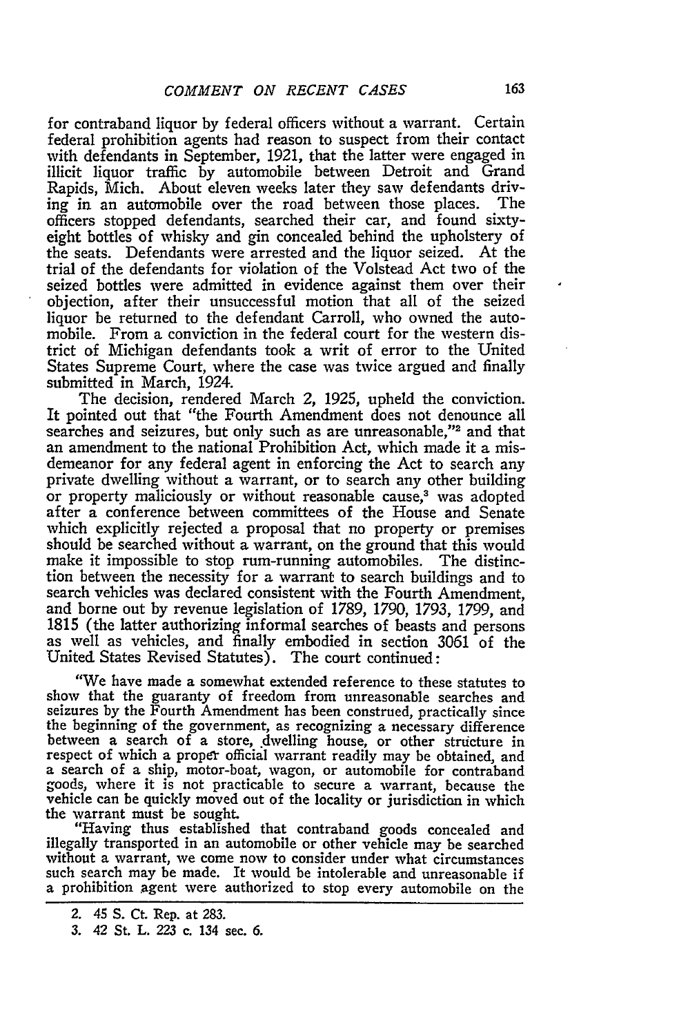for contraband liquor by federal officers without a warrant. Certain federal prohibition agents had reason to suspect from their contact with defendants in September, 1921, that the latter were engaged in illicit liquor traffic by automobile between Detroit and Grand Rapids, Mich. About eleven weeks later they saw defendants driving in an automobile over the road between those places. The officers stopped defendants, searched their car, and found sixty-eight bottles of whisky and gin concealed behind the upholstery of the seats. Defendants were arrested and the liquor seized. At the trial of the defendants for violation of the Volstead Act two of the seized bottles were admitted in evidence against them over their objection, after their unsuccessful motion that all of the seized liquor be returned to the defendant Carroll, who owned the automobile. From a conviction in the federal court for the western district of Michigan defendants took a writ of error to the United States Supreme Court, where the case was twice argued and finally submitted in March, 1924.

The decision, rendered March 2, 1925, upheld the conviction. It pointed out that "the Fourth Amendment does not denounce all searches and seizures, but only such as are unreasonable,"[2] and that an amendment to the national Prohibition Act, which made it a misdemeanor for any federal agent in enforcing the Act to search any private dwelling without a warrant, or to search any other building or property maliciously or without reasonable cause,[3] was adopted after a conference between committees of the House and Senate which explicitly rejected a proposal that no property or premises should be searched without a warrant, on the ground that this would make it impossible to stop rum-running automobiles. The distinction between the necessity for a warrant to search buildings and to search vehicles was declared consistent with the Fourth Amendment, and borne out by revenue legislation of 1789, 1790, 1793, 1799, and 1815 (the latter authorizing informal searches of beasts and persons as well as vehicles, and finally embodied in section 3061 of the United States Revised Statutes). The court continued:

"We have made a somewhat extended reference to these statutes to show that the guaranty of freedom from unreasonable searches and seizures by the Fourth Amendment has been construed, practically since the beginning of the government, as recognizing a necessary difference between a search of a store, dwelling house, or other structure in respect of which a proper official warrant readily may be obtained, and a search of a ship, motor-boat, wagon, or automobile for contraband goods, where it is not practicable to secure a warrant, because the vehicle can be quickly moved out of the locality or jurisdiction in which the warrant must be sought.

"Having thus established that contraband goods concealed and illegally transported in an automobile or other vehicle may be searched without a warrant, we come now to consider under what circumstances such search may be made. It would be intolerable and unreasonable if a prohibition agent were authorized to stop every automobile on the

2. 45 S. Ct. Rep. at 283.

3. 42 St. L. 223 c. 134 sec. 6.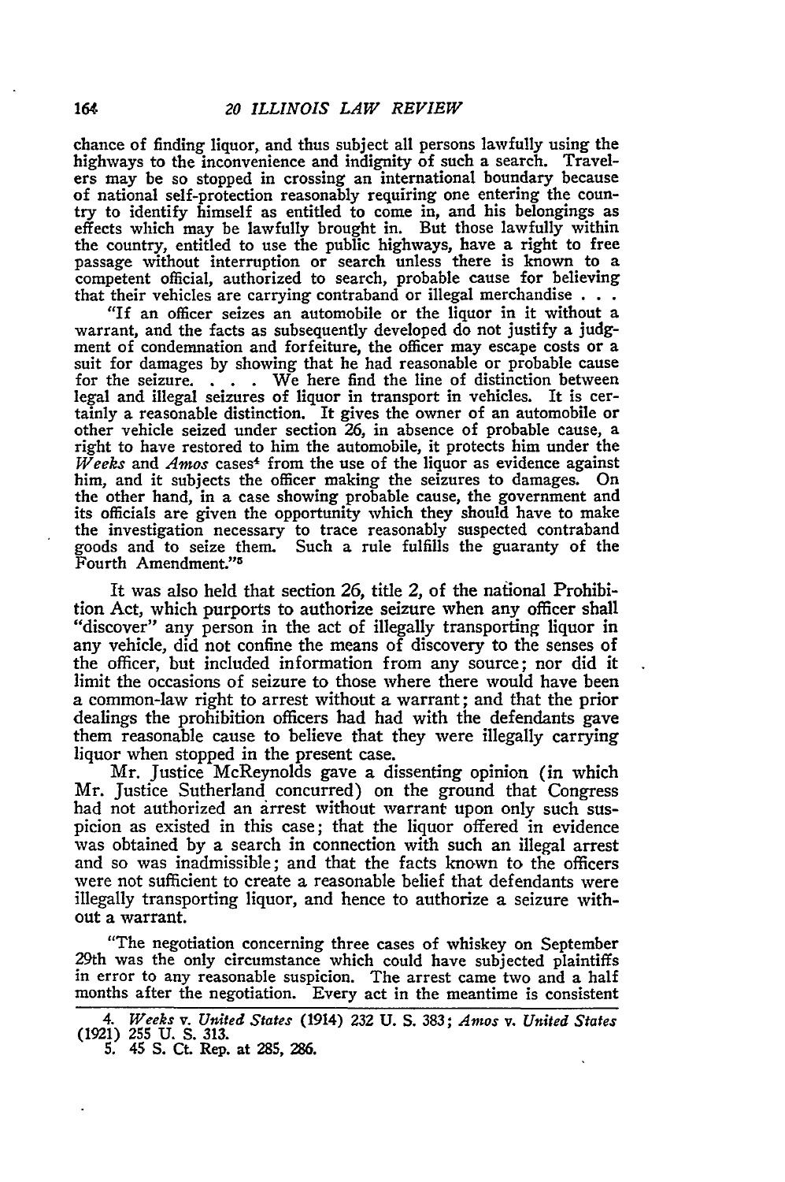chance of finding liquor, and thus subject all persons lawfully using the highways to the inconvenience and indignity of such a search. Travelers may be so stopped in crossing an international boundary because of national self-protection reasonably requiring one entering the country to identify himself as entitled to come in, and his belongings as effects which may be lawfully brought in. But those lawfully within the country, entitled to use the public highways, have a right to free passage without interruption or search unless there is known to a competent official, authorized to search, probable cause for believing that their vehicles are carrying contraband or illegal merchandise . . .

"If an officer seizes an automobile or the liquor in it without a warrant, and the facts as subsequently developed do not justify a judgment of condemnation and forfeiture, the officer may escape costs or a suit for damages by showing that he had reasonable or probable cause for the seizure. . . . We here find the line of distinction between legal and illegal seizures of liquor in transport in vehicles. It is certainly a reasonable distinction. It gives the owner of an automobile or other vehicle seized under section 26, in absence of probable cause, a right to have restored to him the automobile, it protects him under the *Weeks* and *Amos* cases[4] from the use of the liquor as evidence against him, and it subjects the officer making the seizures to damages. On the other hand, in a case showing probable cause, the government and its officials are given the opportunity which they should have to make the investigation necessary to trace reasonably suspected contraband goods and to seize them. Such a rule fulfills the guaranty of the Fourth Amendment."[5]

It was also held that section 26, title 2, of the national Prohibition Act, which purports to authorize seizure when any officer shall "discover" any person in the act of illegally transporting liquor in any vehicle, did not confine the means of discovery to the senses of the officer, but included information from any source; nor did it limit the occasions of seizure to those where there would have been a common-law right to arrest without a warrant; and that the prior dealings the prohibition officers had had with the defendants gave them reasonable cause to believe that they were illegally carrying liquor when stopped in the present case.

Mr. Justice McReynolds gave a dissenting opinion (in which Mr. Justice Sutherland concurred) on the ground that Congress had not authorized an arrest without warrant upon only such suspicion as existed in this case; that the liquor offered in evidence was obtained by a search in connection with such an illegal arrest and so was inadmissible; and that the facts known to the officers were not sufficient to create a reasonable belief that defendants were illegally transporting liquor, and hence to authorize a seizure without a warrant.

"The negotiation concerning three cases of whiskey on September 29th was the only circumstance which could have subjected plaintiffs in error to any reasonable suspicion. The arrest came two and a half months after the negotiation. Every act in the meantime is consistent

---

4. *Weeks* v. *United States* (1914) 232 U. S. 383; *Amos* v. *United States* (1921) 255 U. S. 313.

5. 45 S. Ct. Rep. at 285, 286.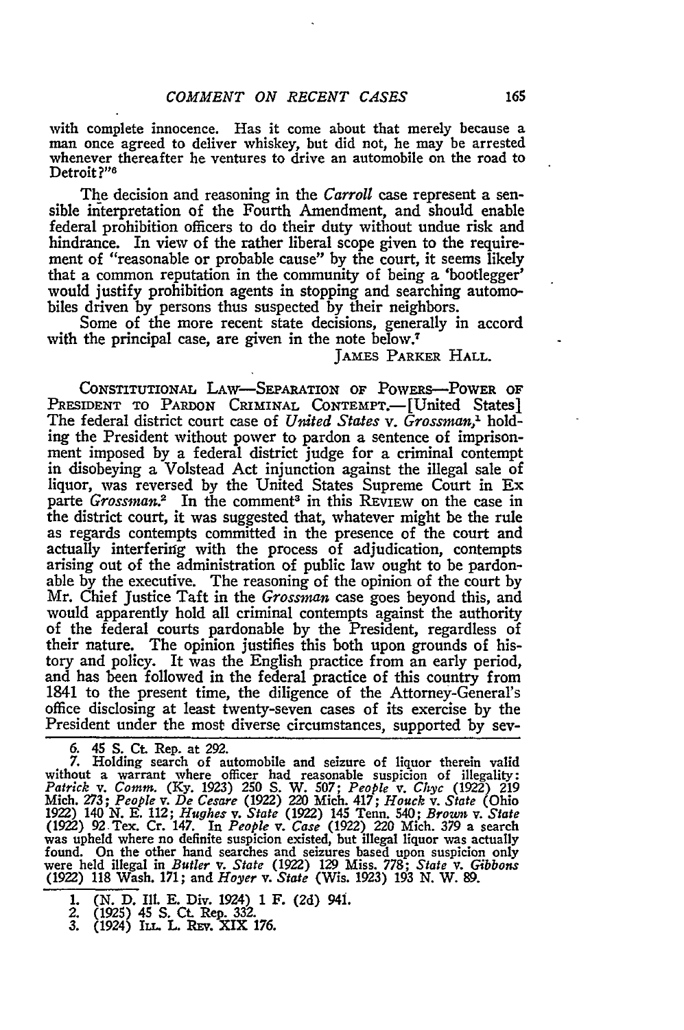with complete innocence. Has it come about that merely because a man once agreed to deliver whiskey, but did not, he may be arrested whenever thereafter he ventures to drive an automobile on the road to Detroit?"[6]

The decision and reasoning in the *Carroll* case represent a sensible interpretation of the Fourth Amendment, and should enable federal prohibition officers to do their duty without undue risk and hindrance. In view of the rather liberal scope given to the requirement of "reasonable or probable cause" by the court, it seems likely that a common reputation in the community of being a 'bootlegger' would justify prohibition agents in stopping and searching automobiles driven by persons thus suspected by their neighbors.

Some of the more recent state decisions, generally in accord with the principal case, are given in the note below.[7]

JAMES PARKER HALL.

CONSTITUTIONAL LAW—SEPARATION OF POWERS—POWER OF PRESIDENT TO PARDON CRIMINAL CONTEMPT.—[United States] The federal district court case of *United States* v. *Grossman*,[1] holding the President without power to pardon a sentence of imprisonment imposed by a federal district judge for a criminal contempt in disobeying a Volstead Act injunction against the illegal sale of liquor, was reversed by the United States Supreme Court in Ex parte *Grossman*.[2] In the comment[3] in this REVIEW on the case in the district court, it was suggested that, whatever might be the rule as regards contempts committed in the presence of the court and actually interfering with the process of adjudication, contempts arising out of the administration of public law ought to be pardonable by the executive. The reasoning of the opinion of the court by Mr. Chief Justice Taft in the *Grossman* case goes beyond this, and would apparently hold all criminal contempts against the authority of the federal courts pardonable by the President, regardless of their nature. The opinion justifies this both upon grounds of history and policy. It was the English practice from an early period, and has been followed in the federal practice of this country from 1841 to the present time, the diligence of the Attorney-General's office disclosing at least twenty-seven cases of its exercise by the President under the most diverse circumstances, supported by sev-

6. 45 S. Ct. Rep. at 292.

7. Holding search of automobile and seizure of liquor therein valid without a warrant where officer had reasonable suspicion of illegality: *Patrick* v. *Comm.* (Ky. 1923) 250 S. W. 507; *People* v. *Chyc* (1922) 219 Mich. 273; *People* v. *De Cesare* (1922) 220 Mich. 417; *Houck* v. *State* (Ohio 1922) 140 N. E. 112; *Hughes* v. *State* (1922) 145 Tenn. 540; *Brown* v. *State* (1922) 92 Tex. Cr. 147. In *People* v. *Case* (1922) 220 Mich. 379 a search was upheld where no definite suspicion existed, but illegal liquor was actually found. On the other hand searches and seizures based upon suspicion only were held illegal in *Butler* v. *State* (1922) 129 Miss. 778; *State* v. *Gibbons* (1922) 118 Wash. 171; and *Hoyer* v. *State* (Wis. 1923) 193 N. W. 89.

1. (N. D. Ill. E. Div. 1924) 1 F. (2d) 941.
2. (1925) 45 S. Ct. Rep. 332.
3. (1924) ILL. L. REV. XIX 176.